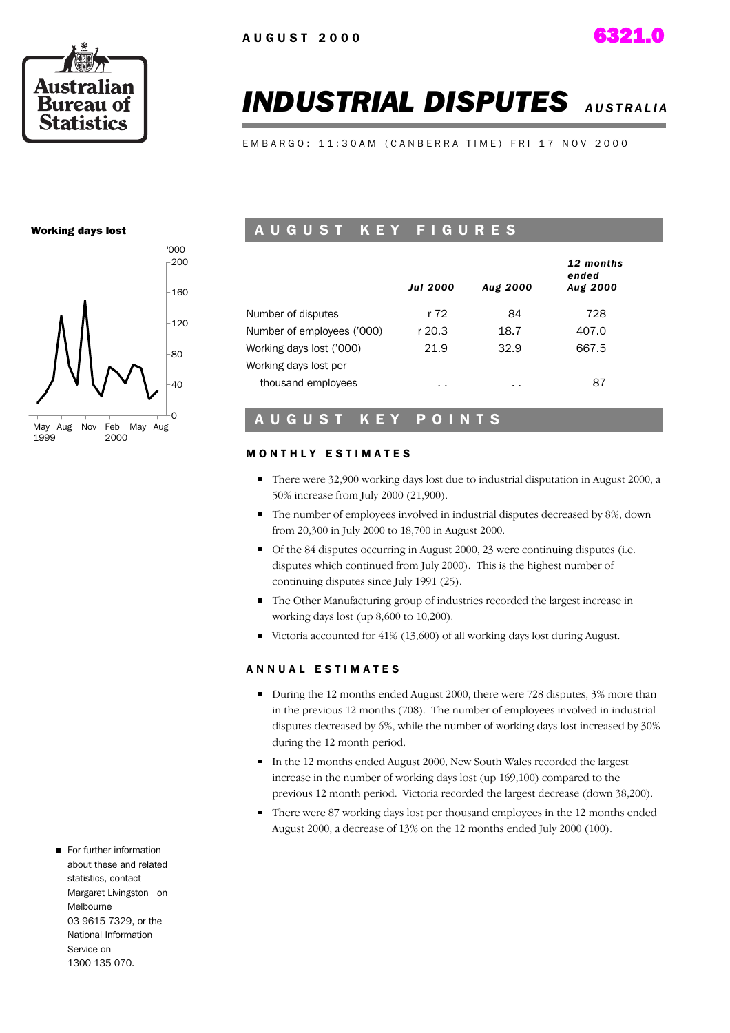AUGUST 2000

6321.0

Australian Bureau of Statistics

# INDUSTRIAL DISPUTES *AUSTRALIA*

EMBARGO: 11:30AM (CANBERRA TIME) FRI 17 NOV 2000

**Working days lost**

## AUGUST KEY FIGURES

| | *Jul 2000* | *Aug 2000* | *12 months ended Aug 2000* |
|---|---|---|---|
| Number of disputes | r 72 | 84 | 728 |
| Number of employees ('000) | r 20.3 | 18.7 | 407.0 |
| Working days lost ('000) | 21.9 | 32.9 | 667.5 |
| Working days lost per thousand employees | . . | . . | 87 |

## AUGUST KEY POINTS

### MONTHLY ESTIMATES

- There were 32,900 working days lost due to industrial disputation in August 2000, a 50% increase from July 2000 (21,900).
- The number of employees involved in industrial disputes decreased by 8%, down from 20,300 in July 2000 to 18,700 in August 2000.
- Of the 84 disputes occurring in August 2000, 23 were continuing disputes (i.e. disputes which continued from July 2000). This is the highest number of continuing disputes since July 1991 (25).
- The Other Manufacturing group of industries recorded the largest increase in working days lost (up 8,600 to 10,200).
- Victoria accounted for 41% (13,600) of all working days lost during August.

### ANNUAL ESTIMATES

- During the 12 months ended August 2000, there were 728 disputes, 3% more than in the previous 12 months (708). The number of employees involved in industrial disputes decreased by 6%, while the number of working days lost increased by 30% during the 12 month period.
- In the 12 months ended August 2000, New South Wales recorded the largest increase in the number of working days lost (up 169,100) compared to the previous 12 month period. Victoria recorded the largest decrease (down 38,200).
- There were 87 working days lost per thousand employees in the 12 months ended August 2000, a decrease of 13% on the 12 months ended July 2000 (100).

- For further information about these and related statistics, contact Margaret Livingston on Melbourne 03 9615 7329, or the National Information Service on 1300 135 070.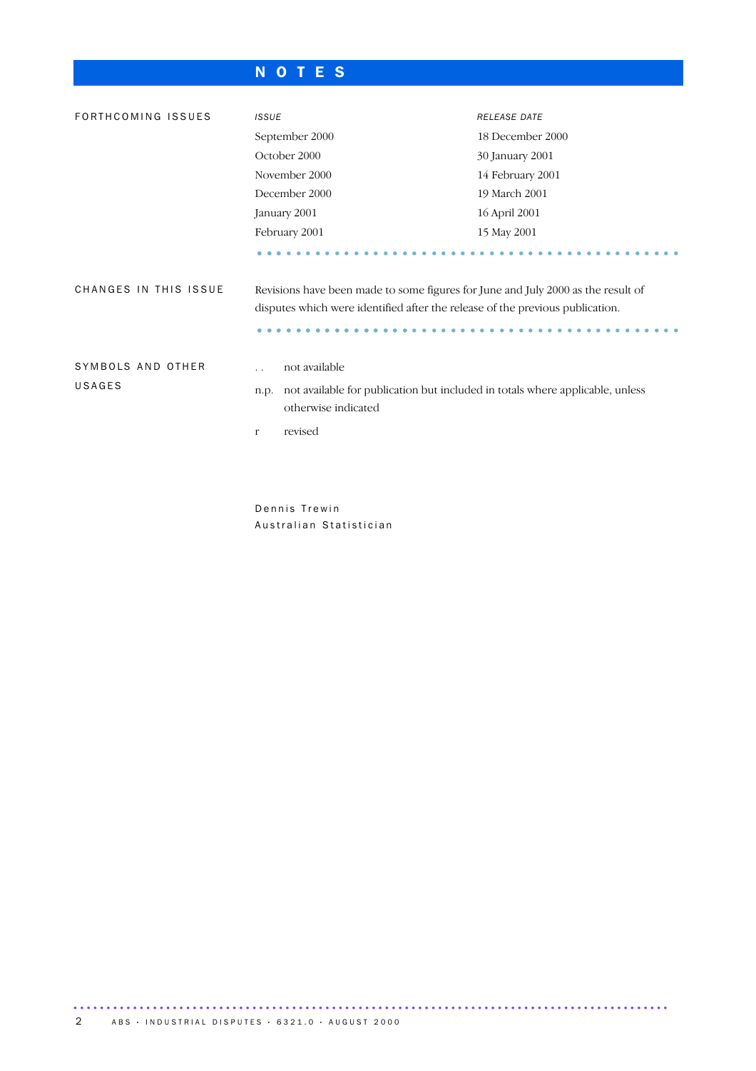# NOTES

## FORTHCOMING ISSUES

| *ISSUE* | *RELEASE DATE* |
|---|---|
| September 2000 | 18 December 2000 |
| October 2000 | 30 January 2001 |
| November 2000 | 14 February 2001 |
| December 2000 | 19 March 2001 |
| January 2001 | 16 April 2001 |
| February 2001 | 15 May 2001 |

## CHANGES IN THIS ISSUE

Revisions have been made to some figures for June and July 2000 as the result of disputes which were identified after the release of the previous publication.

## SYMBOLS AND OTHER USAGES

.. not available

n.p. not available for publication but included in totals where applicable, unless otherwise indicated

r revised

Dennis Trewin
Australian Statistician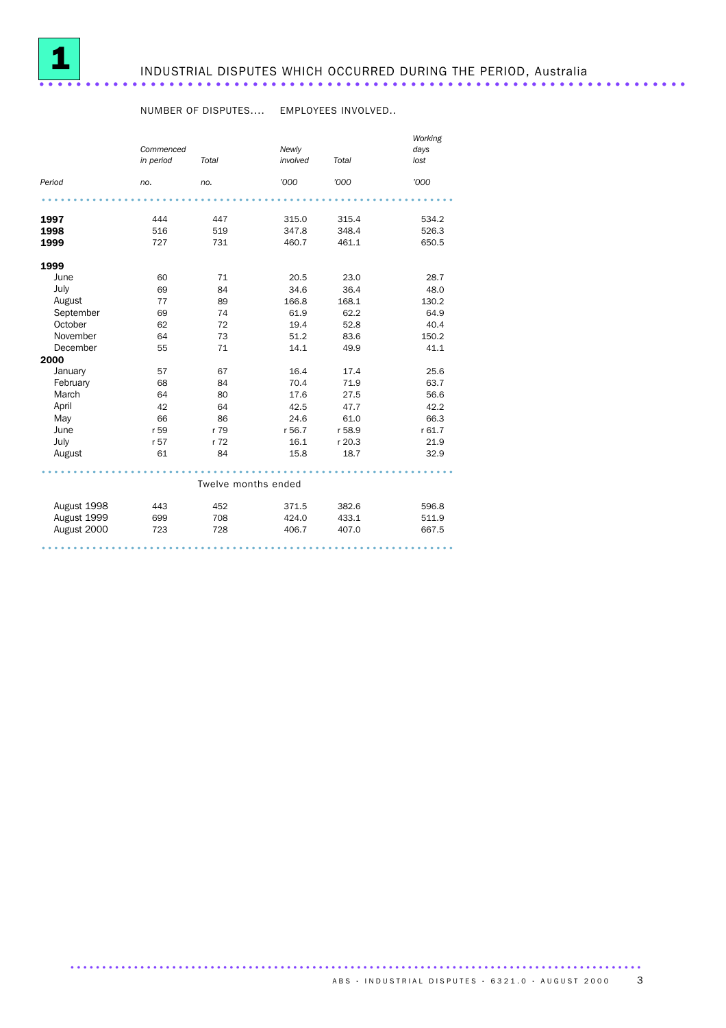# 1 INDUSTRIAL DISPUTES WHICH OCCURRED DURING THE PERIOD, Australia

| | NUMBER OF DISPUTES | | EMPLOYEES INVOLVED | | |
|---|---|---|---|---|---|
| | *Commenced in period* | *Total* | *Newly involved* | *Total* | *Working days lost* |
| *Period* | *no.* | *no.* | *'000* | *'000* | *'000* |
| **1997** | 444 | 447 | 315.0 | 315.4 | 534.2 |
| **1998** | 516 | 519 | 347.8 | 348.4 | 526.3 |
| **1999** | 727 | 731 | 460.7 | 461.1 | 650.5 |
| **1999** | | | | | |
| June | 60 | 71 | 20.5 | 23.0 | 28.7 |
| July | 69 | 84 | 34.6 | 36.4 | 48.0 |
| August | 77 | 89 | 166.8 | 168.1 | 130.2 |
| September | 69 | 74 | 61.9 | 62.2 | 64.9 |
| October | 62 | 72 | 19.4 | 52.8 | 40.4 |
| November | 64 | 73 | 51.2 | 83.6 | 150.2 |
| December | 55 | 71 | 14.1 | 49.9 | 41.1 |
| **2000** | | | | | |
| January | 57 | 67 | 16.4 | 17.4 | 25.6 |
| February | 68 | 84 | 70.4 | 71.9 | 63.7 |
| March | 64 | 80 | 17.6 | 27.5 | 56.6 |
| April | 42 | 64 | 42.5 | 47.7 | 42.2 |
| May | 66 | 86 | 24.6 | 61.0 | 66.3 |
| June | r 59 | r 79 | r 56.7 | r 58.9 | r 61.7 |
| July | r 57 | r 72 | 16.1 | r 20.3 | 21.9 |
| August | 61 | 84 | 15.8 | 18.7 | 32.9 |
| | | | **Twelve months ended** | | |
| August 1998 | 443 | 452 | 371.5 | 382.6 | 596.8 |
| August 1999 | 699 | 708 | 424.0 | 433.1 | 511.9 |
| August 2000 | 723 | 728 | 406.7 | 407.0 | 667.5 |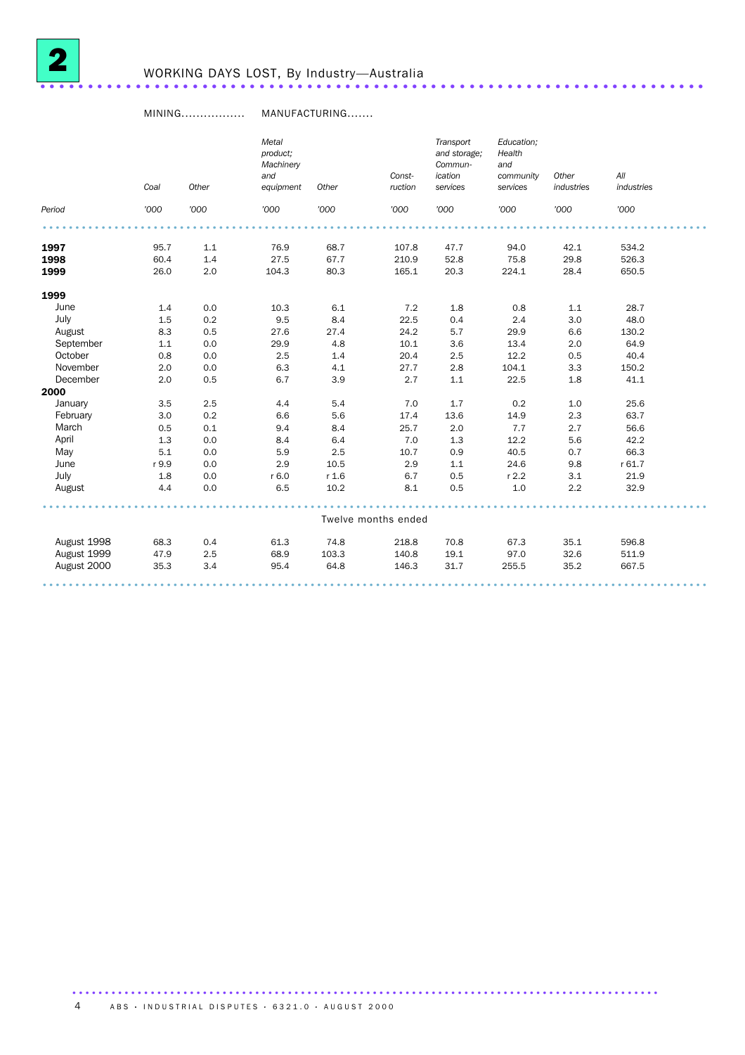# 2 WORKING DAYS LOST, By Industry—Australia

| | MINING | | MANUFACTURING | | | | | | |
|---|---|---|---|---|---|---|---|---|---|
| | *Coal* | *Other* | *Metal product; Machinery and equipment* | *Other* | *Construction* | *Transport and storage; Communication services* | *Education; Health and community services* | *Other industries* | *All industries* |
| *Period* | *'000* | *'000* | *'000* | *'000* | *'000* | *'000* | *'000* | *'000* | *'000* |
| **1997** | 95.7 | 1.1 | 76.9 | 68.7 | 107.8 | 47.7 | 94.0 | 42.1 | 534.2 |
| **1998** | 60.4 | 1.4 | 27.5 | 67.7 | 210.9 | 52.8 | 75.8 | 29.8 | 526.3 |
| **1999** | 26.0 | 2.0 | 104.3 | 80.3 | 165.1 | 20.3 | 224.1 | 28.4 | 650.5 |
| **1999** | | | | | | | | | |
| June | 1.4 | 0.0 | 10.3 | 6.1 | 7.2 | 1.8 | 0.8 | 1.1 | 28.7 |
| July | 1.5 | 0.2 | 9.5 | 8.4 | 22.5 | 0.4 | 2.4 | 3.0 | 48.0 |
| August | 8.3 | 0.5 | 27.6 | 27.4 | 24.2 | 5.7 | 29.9 | 6.6 | 130.2 |
| September | 1.1 | 0.0 | 29.9 | 4.8 | 10.1 | 3.6 | 13.4 | 2.0 | 64.9 |
| October | 0.8 | 0.0 | 2.5 | 1.4 | 20.4 | 2.5 | 12.2 | 0.5 | 40.4 |
| November | 2.0 | 0.0 | 6.3 | 4.1 | 27.7 | 2.8 | 104.1 | 3.3 | 150.2 |
| December | 2.0 | 0.5 | 6.7 | 3.9 | 2.7 | 1.1 | 22.5 | 1.8 | 41.1 |
| **2000** | | | | | | | | | |
| January | 3.5 | 2.5 | 4.4 | 5.4 | 7.0 | 1.7 | 0.2 | 1.0 | 25.6 |
| February | 3.0 | 0.2 | 6.6 | 5.6 | 17.4 | 13.6 | 14.9 | 2.3 | 63.7 |
| March | 0.5 | 0.1 | 9.4 | 8.4 | 25.7 | 2.0 | 7.7 | 2.7 | 56.6 |
| April | 1.3 | 0.0 | 8.4 | 6.4 | 7.0 | 1.3 | 12.2 | 5.6 | 42.2 |
| May | 5.1 | 0.0 | 5.9 | 2.5 | 10.7 | 0.9 | 40.5 | 0.7 | 66.3 |
| June | r 9.9 | 0.0 | 2.9 | 10.5 | 2.9 | 1.1 | 24.6 | 9.8 | r 61.7 |
| July | 1.8 | 0.0 | r 6.0 | r 1.6 | 6.7 | 0.5 | r 2.2 | 3.1 | 21.9 |
| August | 4.4 | 0.0 | 6.5 | 10.2 | 8.1 | 0.5 | 1.0 | 2.2 | 32.9 |
| | | | | | Twelve months ended | | | | |
| August 1998 | 68.3 | 0.4 | 61.3 | 74.8 | 218.8 | 70.8 | 67.3 | 35.1 | 596.8 |
| August 1999 | 47.9 | 2.5 | 68.9 | 103.3 | 140.8 | 19.1 | 97.0 | 32.6 | 511.9 |
| August 2000 | 35.3 | 3.4 | 95.4 | 64.8 | 146.3 | 31.7 | 255.5 | 35.2 | 667.5 |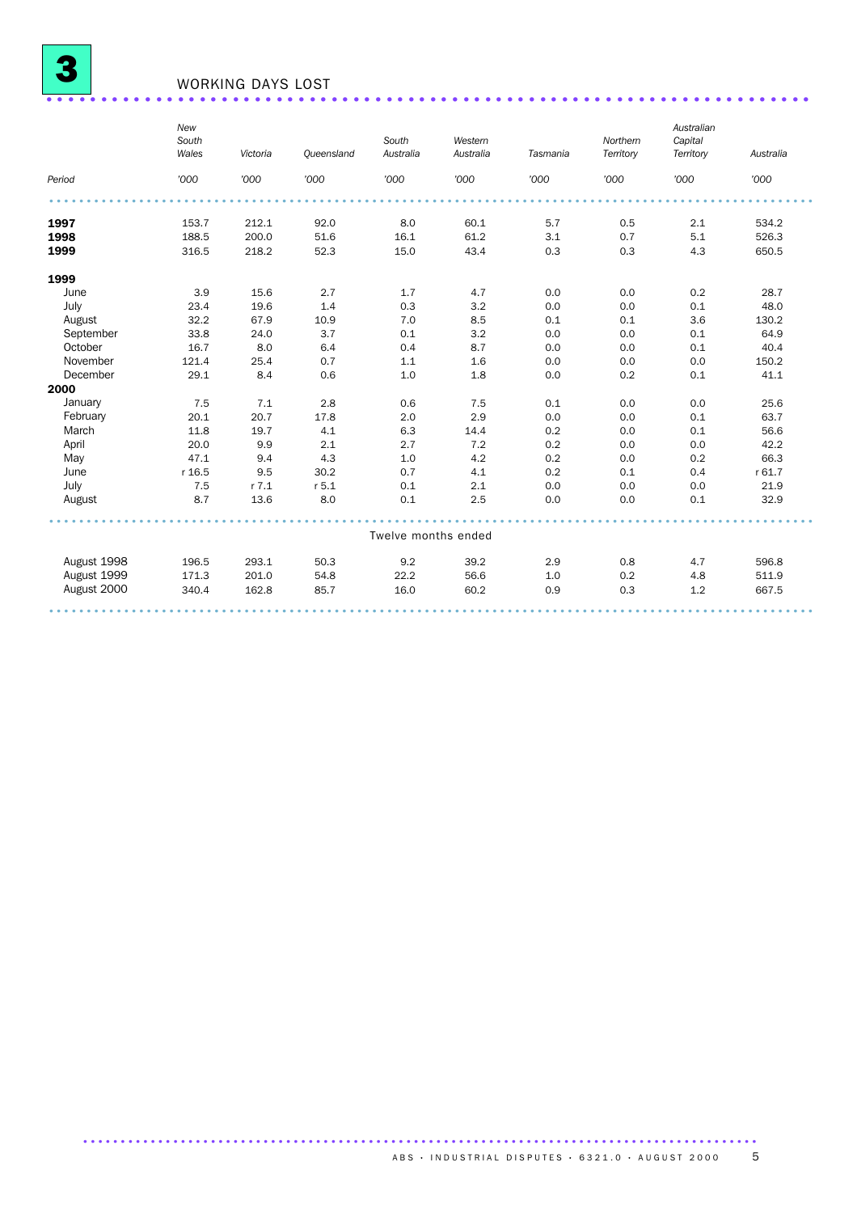# 3 WORKING DAYS LOST

| Period | New South Wales | Victoria | Queensland | South Australia | Western Australia | Tasmania | Northern Territory | Australian Capital Territory | Australia |
|---|---|---|---|---|---|---|---|---|---|
| | '000 | '000 | '000 | '000 | '000 | '000 | '000 | '000 | '000 |
| **1997** | 153.7 | 212.1 | 92.0 | 8.0 | 60.1 | 5.7 | 0.5 | 2.1 | 534.2 |
| **1998** | 188.5 | 200.0 | 51.6 | 16.1 | 61.2 | 3.1 | 0.7 | 5.1 | 526.3 |
| **1999** | 316.5 | 218.2 | 52.3 | 15.0 | 43.4 | 0.3 | 0.3 | 4.3 | 650.5 |
| **1999** | | | | | | | | | |
| June | 3.9 | 15.6 | 2.7 | 1.7 | 4.7 | 0.0 | 0.0 | 0.2 | 28.7 |
| July | 23.4 | 19.6 | 1.4 | 0.3 | 3.2 | 0.0 | 0.0 | 0.1 | 48.0 |
| August | 32.2 | 67.9 | 10.9 | 7.0 | 8.5 | 0.1 | 0.1 | 3.6 | 130.2 |
| September | 33.8 | 24.0 | 3.7 | 0.1 | 3.2 | 0.0 | 0.0 | 0.1 | 64.9 |
| October | 16.7 | 8.0 | 6.4 | 0.4 | 8.7 | 0.0 | 0.0 | 0.1 | 40.4 |
| November | 121.4 | 25.4 | 0.7 | 1.1 | 1.6 | 0.0 | 0.0 | 0.0 | 150.2 |
| December | 29.1 | 8.4 | 0.6 | 1.0 | 1.8 | 0.0 | 0.2 | 0.1 | 41.1 |
| **2000** | | | | | | | | | |
| January | 7.5 | 7.1 | 2.8 | 0.6 | 7.5 | 0.1 | 0.0 | 0.0 | 25.6 |
| February | 20.1 | 20.7 | 17.8 | 2.0 | 2.9 | 0.0 | 0.0 | 0.1 | 63.7 |
| March | 11.8 | 19.7 | 4.1 | 6.3 | 14.4 | 0.2 | 0.0 | 0.1 | 56.6 |
| April | 20.0 | 9.9 | 2.1 | 2.7 | 7.2 | 0.2 | 0.0 | 0.0 | 42.2 |
| May | 47.1 | 9.4 | 4.3 | 1.0 | 4.2 | 0.2 | 0.0 | 0.2 | 66.3 |
| June | r 16.5 | 9.5 | 30.2 | 0.7 | 4.1 | 0.2 | 0.1 | 0.4 | r 61.7 |
| July | 7.5 | r 7.1 | r 5.1 | 0.1 | 2.1 | 0.0 | 0.0 | 0.0 | 21.9 |
| August | 8.7 | 13.6 | 8.0 | 0.1 | 2.5 | 0.0 | 0.0 | 0.1 | 32.9 |
| **Twelve months ended** | | | | | | | | | |
| August 1998 | 196.5 | 293.1 | 50.3 | 9.2 | 39.2 | 2.9 | 0.8 | 4.7 | 596.8 |
| August 1999 | 171.3 | 201.0 | 54.8 | 22.2 | 56.6 | 1.0 | 0.2 | 4.8 | 511.9 |
| August 2000 | 340.4 | 162.8 | 85.7 | 16.0 | 60.2 | 0.9 | 0.3 | 1.2 | 667.5 |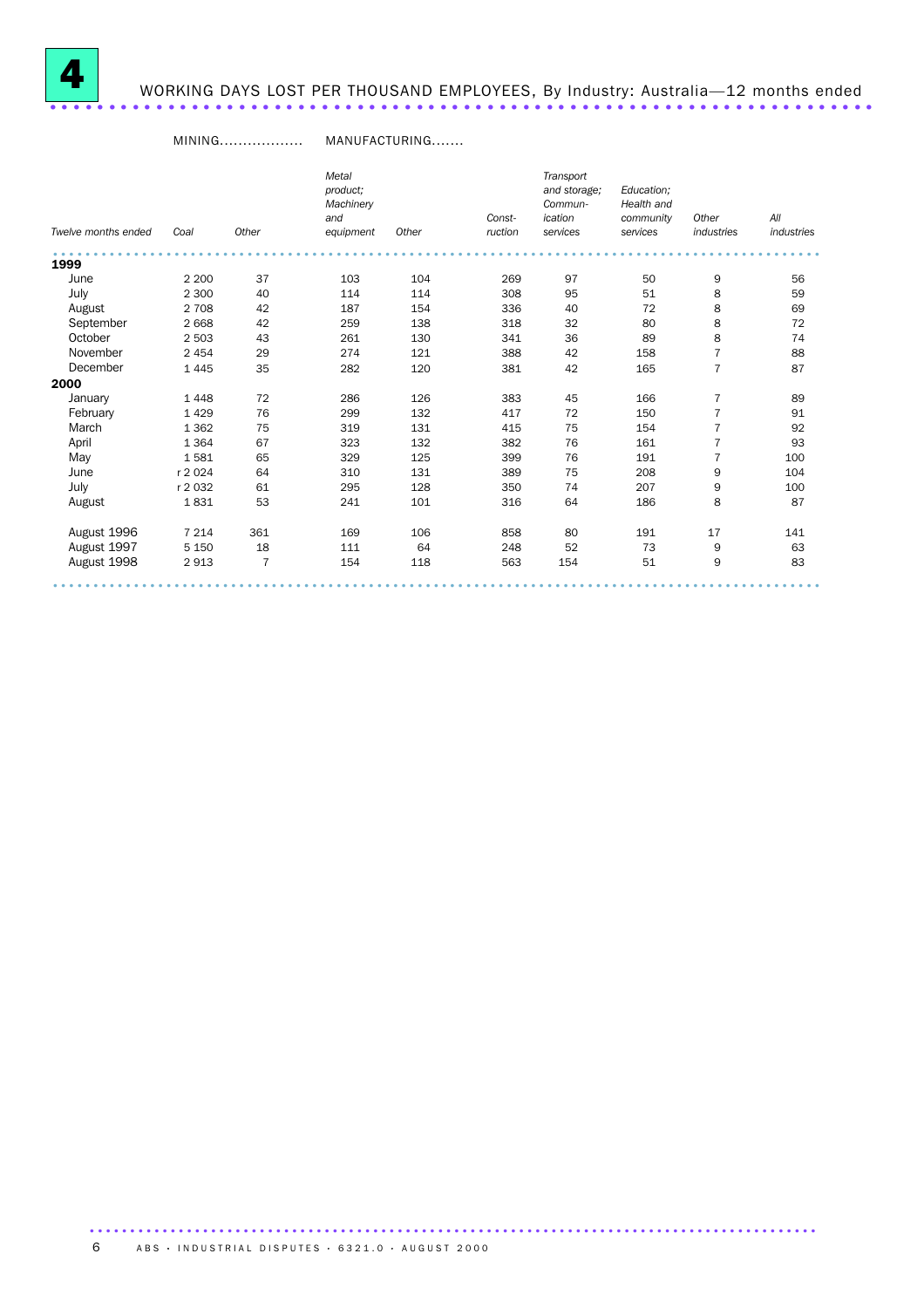# 4 WORKING DAYS LOST PER THOUSAND EMPLOYEES, By Industry: Australia—12 months ended

| Twelve months ended | MINING | | MANUFACTURING | | | | | | |
|---|---|---|---|---|---|---|---|---|---|
| | Coal | Other | Metal product; Machinery and equipment | Other | Construction | Transport and storage; Communication services | Education; Health and community services | Other industries | All industries |
| **1999** | | | | | | | | | |
| June | 2 200 | 37 | 103 | 104 | 269 | 97 | 50 | 9 | 56 |
| July | 2 300 | 40 | 114 | 114 | 308 | 95 | 51 | 8 | 59 |
| August | 2 708 | 42 | 187 | 154 | 336 | 40 | 72 | 8 | 69 |
| September | 2 668 | 42 | 259 | 138 | 318 | 32 | 80 | 8 | 72 |
| October | 2 503 | 43 | 261 | 130 | 341 | 36 | 89 | 8 | 74 |
| November | 2 454 | 29 | 274 | 121 | 388 | 42 | 158 | 7 | 88 |
| December | 1 445 | 35 | 282 | 120 | 381 | 42 | 165 | 7 | 87 |
| **2000** | | | | | | | | | |
| January | 1 448 | 72 | 286 | 126 | 383 | 45 | 166 | 7 | 89 |
| February | 1 429 | 76 | 299 | 132 | 417 | 72 | 150 | 7 | 91 |
| March | 1 362 | 75 | 319 | 131 | 415 | 75 | 154 | 7 | 92 |
| April | 1 364 | 67 | 323 | 132 | 382 | 76 | 161 | 7 | 93 |
| May | 1 581 | 65 | 329 | 125 | 399 | 76 | 191 | 7 | 100 |
| June | r 2 024 | 64 | 310 | 131 | 389 | 75 | 208 | 9 | 104 |
| July | r 2 032 | 61 | 295 | 128 | 350 | 74 | 207 | 9 | 100 |
| August | 1 831 | 53 | 241 | 101 | 316 | 64 | 186 | 8 | 87 |
| August 1996 | 7 214 | 361 | 169 | 106 | 858 | 80 | 191 | 17 | 141 |
| August 1997 | 5 150 | 18 | 111 | 64 | 248 | 52 | 73 | 9 | 63 |
| August 1998 | 2 913 | 7 | 154 | 118 | 563 | 154 | 51 | 9 | 83 |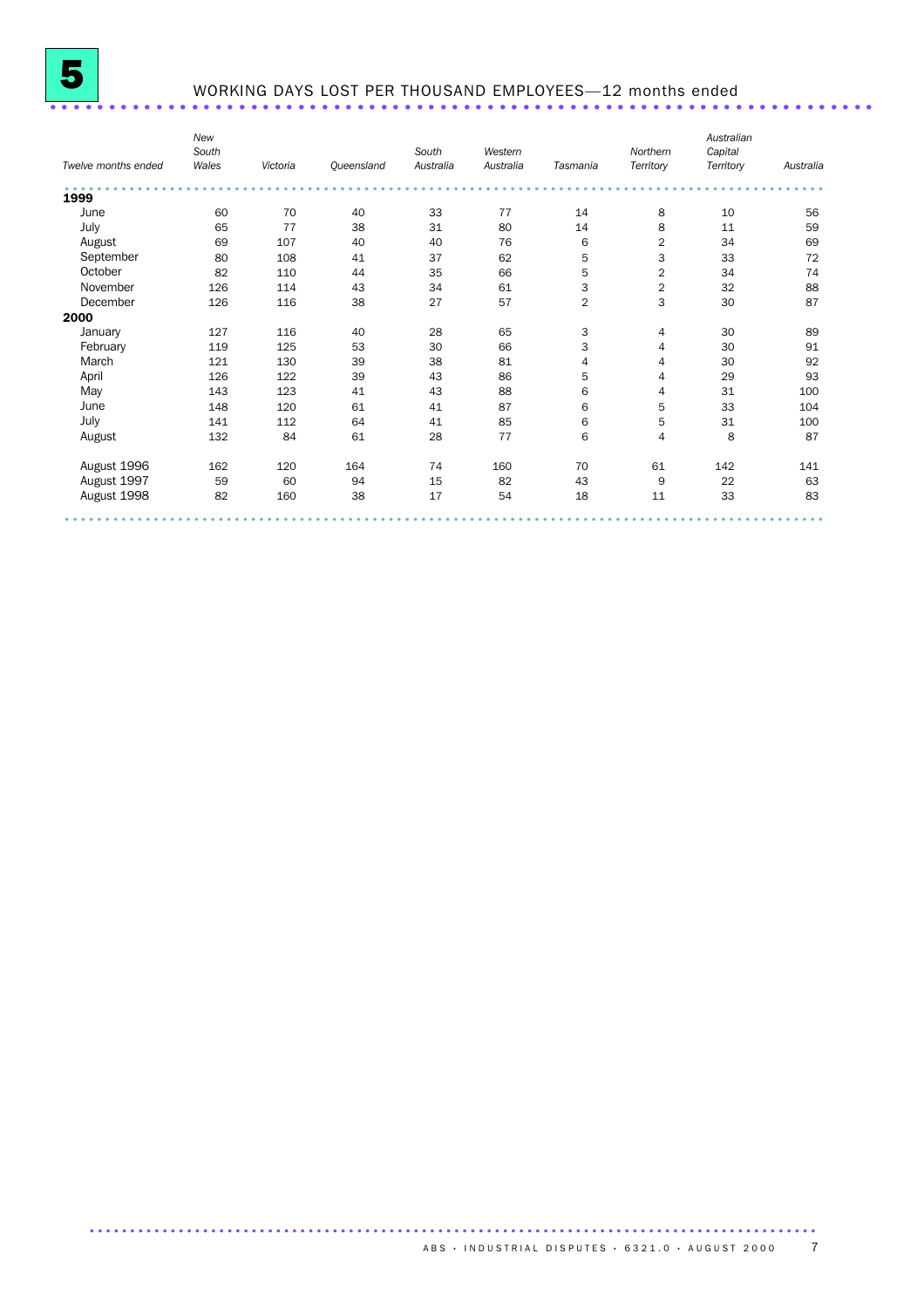# 5 WORKING DAYS LOST PER THOUSAND EMPLOYEES—12 months ended

| *Twelve months ended* | *New South Wales* | *Victoria* | *Queensland* | *South Australia* | *Western Australia* | *Tasmania* | *Northern Territory* | *Australian Capital Territory* | *Australia* |
|---|---|---|---|---|---|---|---|---|---|
| **1999** | | | | | | | | | |
| June | 60 | 70 | 40 | 33 | 77 | 14 | 8 | 10 | 56 |
| July | 65 | 77 | 38 | 31 | 80 | 14 | 8 | 11 | 59 |
| August | 69 | 107 | 40 | 40 | 76 | 6 | 2 | 34 | 69 |
| September | 80 | 108 | 41 | 37 | 62 | 5 | 3 | 33 | 72 |
| October | 82 | 110 | 44 | 35 | 66 | 5 | 2 | 34 | 74 |
| November | 126 | 114 | 43 | 34 | 61 | 3 | 2 | 32 | 88 |
| December | 126 | 116 | 38 | 27 | 57 | 2 | 3 | 30 | 87 |
| **2000** | | | | | | | | | |
| January | 127 | 116 | 40 | 28 | 65 | 3 | 4 | 30 | 89 |
| February | 119 | 125 | 53 | 30 | 66 | 3 | 4 | 30 | 91 |
| March | 121 | 130 | 39 | 38 | 81 | 4 | 4 | 30 | 92 |
| April | 126 | 122 | 39 | 43 | 86 | 5 | 4 | 29 | 93 |
| May | 143 | 123 | 41 | 43 | 88 | 6 | 4 | 31 | 100 |
| June | 148 | 120 | 61 | 41 | 87 | 6 | 5 | 33 | 104 |
| July | 141 | 112 | 64 | 41 | 85 | 6 | 5 | 31 | 100 |
| August | 132 | 84 | 61 | 28 | 77 | 6 | 4 | 8 | 87 |
| | | | | | | | | | |
| August 1996 | 162 | 120 | 164 | 74 | 160 | 70 | 61 | 142 | 141 |
| August 1997 | 59 | 60 | 94 | 15 | 82 | 43 | 9 | 22 | 63 |
| August 1998 | 82 | 160 | 38 | 17 | 54 | 18 | 11 | 33 | 83 |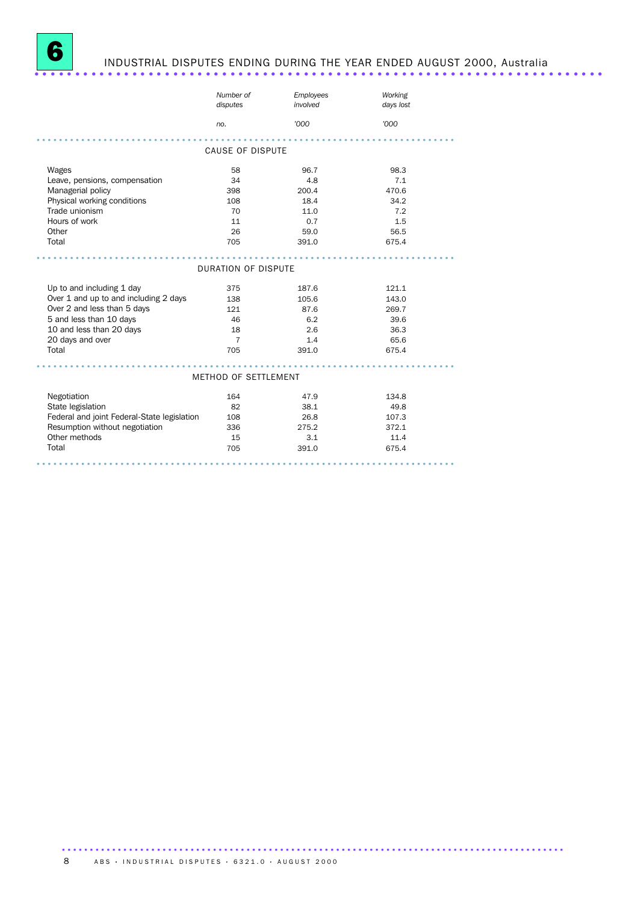# 6 INDUSTRIAL DISPUTES ENDING DURING THE YEAR ENDED AUGUST 2000, Australia

| | *Number of disputes* | *Employees involved* | *Working days lost* |
|---|---|---|---|
| | *no.* | *'000* | *'000* |
| **CAUSE OF DISPUTE** | | | |
| Wages | 58 | 96.7 | 98.3 |
| Leave, pensions, compensation | 34 | 4.8 | 7.1 |
| Managerial policy | 398 | 200.4 | 470.6 |
| Physical working conditions | 108 | 18.4 | 34.2 |
| Trade unionism | 70 | 11.0 | 7.2 |
| Hours of work | 11 | 0.7 | 1.5 |
| Other | 26 | 59.0 | 56.5 |
| Total | 705 | 391.0 | 675.4 |
| **DURATION OF DISPUTE** | | | |
| Up to and including 1 day | 375 | 187.6 | 121.1 |
| Over 1 and up to and including 2 days | 138 | 105.6 | 143.0 |
| Over 2 and less than 5 days | 121 | 87.6 | 269.7 |
| 5 and less than 10 days | 46 | 6.2 | 39.6 |
| 10 and less than 20 days | 18 | 2.6 | 36.3 |
| 20 days and over | 7 | 1.4 | 65.6 |
| Total | 705 | 391.0 | 675.4 |
| **METHOD OF SETTLEMENT** | | | |
| Negotiation | 164 | 47.9 | 134.8 |
| State legislation | 82 | 38.1 | 49.8 |
| Federal and joint Federal-State legislation | 108 | 26.8 | 107.3 |
| Resumption without negotiation | 336 | 275.2 | 372.1 |
| Other methods | 15 | 3.1 | 11.4 |
| Total | 705 | 391.0 | 675.4 |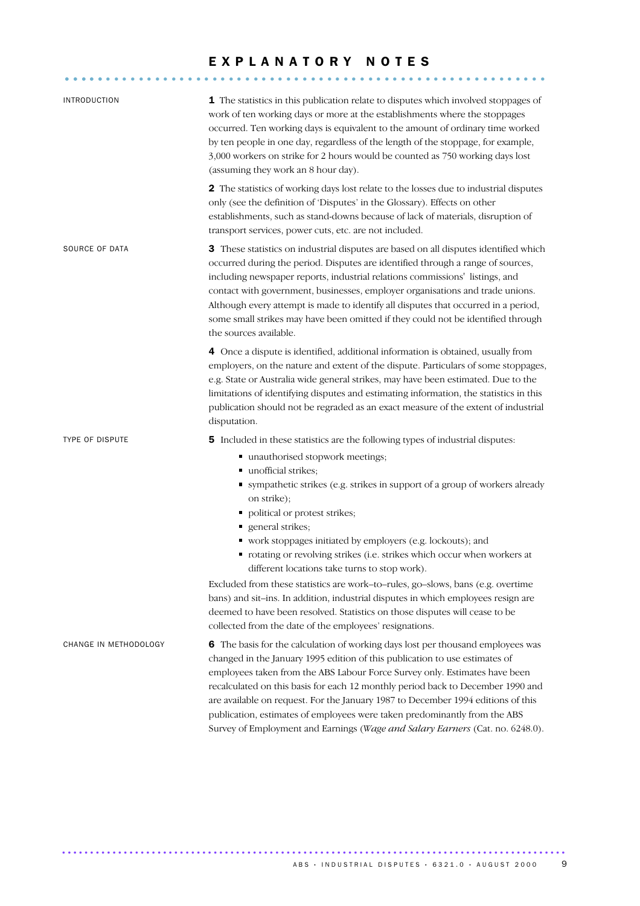# EXPLANATORY NOTES

## INTRODUCTION

**1** The statistics in this publication relate to disputes which involved stoppages of work of ten working days or more at the establishments where the stoppages occurred. Ten working days is equivalent to the amount of ordinary time worked by ten people in one day, regardless of the length of the stoppage, for example, 3,000 workers on strike for 2 hours would be counted as 750 working days lost (assuming they work an 8 hour day).

**2** The statistics of working days lost relate to the losses due to industrial disputes only (see the definition of 'Disputes' in the Glossary). Effects on other establishments, such as stand-downs because of lack of materials, disruption of transport services, power cuts, etc. are not included.

## SOURCE OF DATA

**3** These statistics on industrial disputes are based on all disputes identified which occurred during the period. Disputes are identified through a range of sources, including newspaper reports, industrial relations commissions' listings, and contact with government, businesses, employer organisations and trade unions. Although every attempt is made to identify all disputes that occurred in a period, some small strikes may have been omitted if they could not be identified through the sources available.

**4** Once a dispute is identified, additional information is obtained, usually from employers, on the nature and extent of the dispute. Particulars of some stoppages, e.g. State or Australia wide general strikes, may have been estimated. Due to the limitations of identifying disputes and estimating information, the statistics in this publication should not be regraded as an exact measure of the extent of industrial disputation.

## TYPE OF DISPUTE

**5** Included in these statistics are the following types of industrial disputes:

- unauthorised stopwork meetings;
- unofficial strikes;
- sympathetic strikes (e.g. strikes in support of a group of workers already on strike);
- political or protest strikes;
- general strikes;
- work stoppages initiated by employers (e.g. lockouts); and
- rotating or revolving strikes (i.e. strikes which occur when workers at different locations take turns to stop work).

Excluded from these statistics are work–to–rules, go–slows, bans (e.g. overtime bans) and sit–ins. In addition, industrial disputes in which employees resign are deemed to have been resolved. Statistics on those disputes will cease to be collected from the date of the employees' resignations.

## CHANGE IN METHODOLOGY

**6** The basis for the calculation of working days lost per thousand employees was changed in the January 1995 edition of this publication to use estimates of employees taken from the ABS Labour Force Survey only. Estimates have been recalculated on this basis for each 12 monthly period back to December 1990 and are available on request. For the January 1987 to December 1994 editions of this publication, estimates of employees were taken predominantly from the ABS Survey of Employment and Earnings (*Wage and Salary Earners* (Cat. no. 6248.0).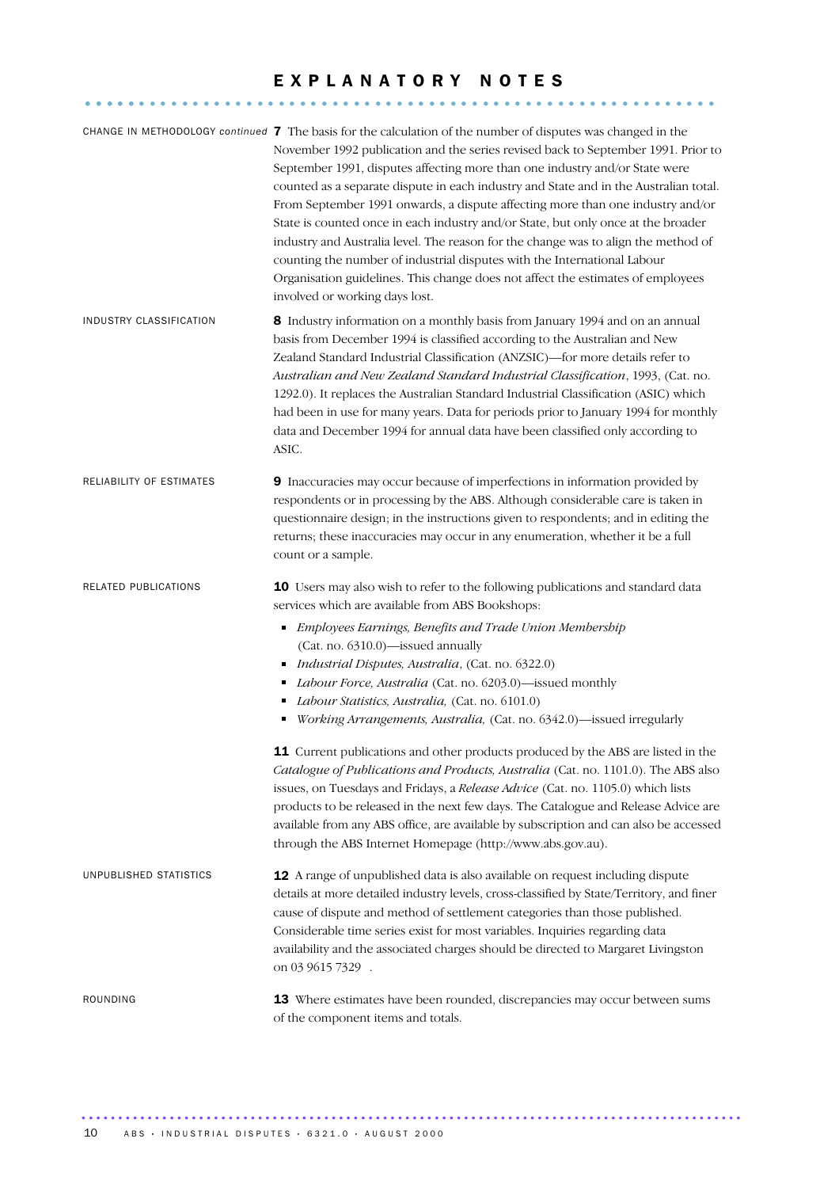# EXPLANATORY NOTES

## CHANGE IN METHODOLOGY *continued*

**7** The basis for the calculation of the number of disputes was changed in the November 1992 publication and the series revised back to September 1991. Prior to September 1991, disputes affecting more than one industry and/or State were counted as a separate dispute in each industry and State and in the Australian total. From September 1991 onwards, a dispute affecting more than one industry and/or State is counted once in each industry and/or State, but only once at the broader industry and Australia level. The reason for the change was to align the method of counting the number of industrial disputes with the International Labour Organisation guidelines. This change does not affect the estimates of employees involved or working days lost.

## INDUSTRY CLASSIFICATION

**8** Industry information on a monthly basis from January 1994 and on an annual basis from December 1994 is classified according to the Australian and New Zealand Standard Industrial Classification (ANZSIC)—for more details refer to *Australian and New Zealand Standard Industrial Classification*, 1993, (Cat. no. 1292.0). It replaces the Australian Standard Industrial Classification (ASIC) which had been in use for many years. Data for periods prior to January 1994 for monthly data and December 1994 for annual data have been classified only according to ASIC.

## RELIABILITY OF ESTIMATES

**9** Inaccuracies may occur because of imperfections in information provided by respondents or in processing by the ABS. Although considerable care is taken in questionnaire design; in the instructions given to respondents; and in editing the returns; these inaccuracies may occur in any enumeration, whether it be a full count or a sample.

## RELATED PUBLICATIONS

**10** Users may also wish to refer to the following publications and standard data services which are available from ABS Bookshops:

- *Employees Earnings, Benefits and Trade Union Membership* (Cat. no. 6310.0)—issued annually
- *Industrial Disputes, Australia*, (Cat. no. 6322.0)
- *Labour Force, Australia* (Cat. no. 6203.0)—issued monthly
- *Labour Statistics, Australia,* (Cat. no. 6101.0)
- *Working Arrangements, Australia,* (Cat. no. 6342.0)—issued irregularly

**11** Current publications and other products produced by the ABS are listed in the *Catalogue of Publications and Products, Australia* (Cat. no. 1101.0). The ABS also issues, on Tuesdays and Fridays, a *Release Advice* (Cat. no. 1105.0) which lists products to be released in the next few days. The Catalogue and Release Advice are available from any ABS office, are available by subscription and can also be accessed through the ABS Internet Homepage (http://www.abs.gov.au).

## UNPUBLISHED STATISTICS

**12** A range of unpublished data is also available on request including dispute details at more detailed industry levels, cross-classified by State/Territory, and finer cause of dispute and method of settlement categories than those published. Considerable time series exist for most variables. Inquiries regarding data availability and the associated charges should be directed to Margaret Livingston on 03 9615 7329 .

## ROUNDING

**13** Where estimates have been rounded, discrepancies may occur between sums of the component items and totals.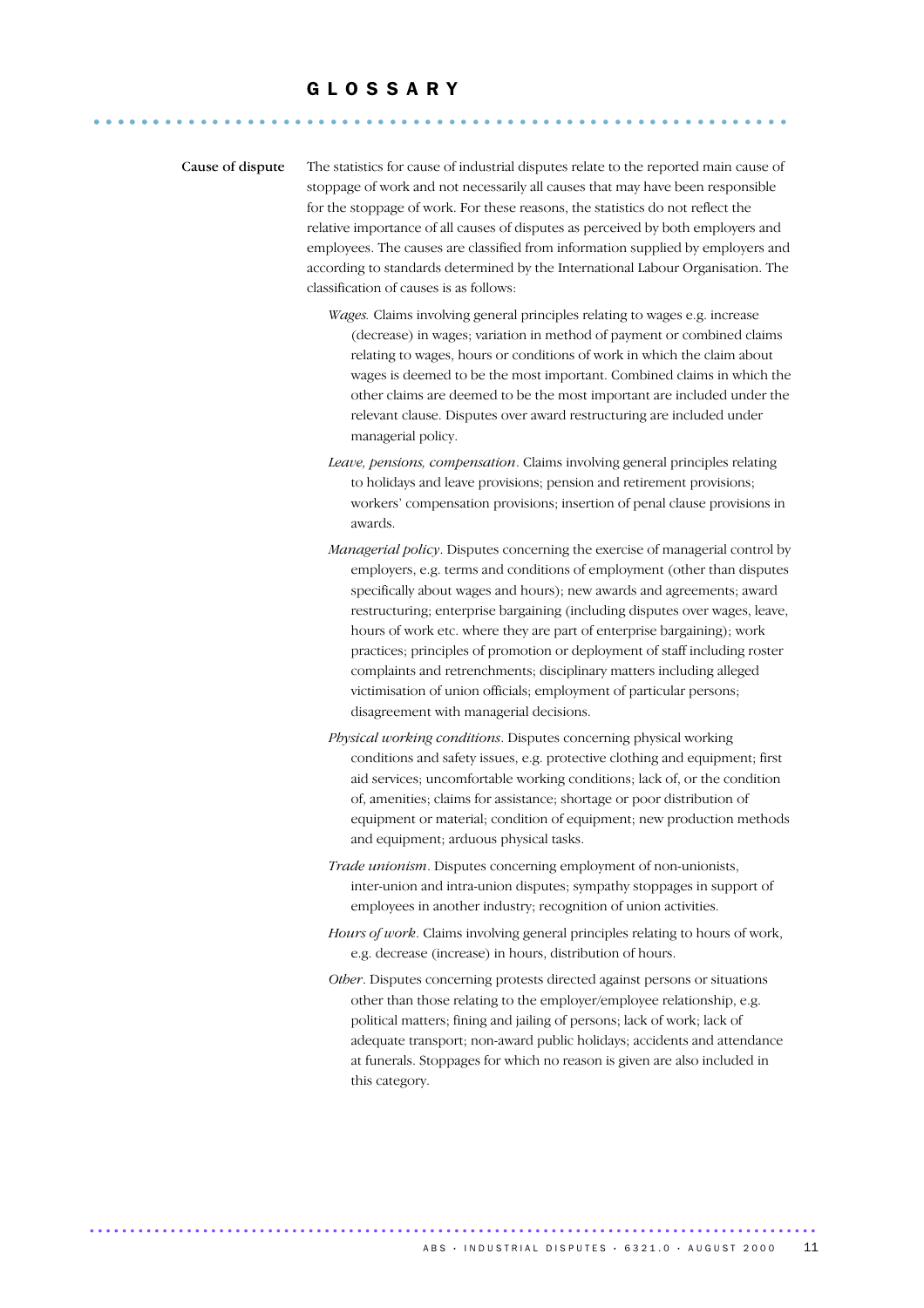# GLOSSARY

**Cause of dispute**

The statistics for cause of industrial disputes relate to the reported main cause of stoppage of work and not necessarily all causes that may have been responsible for the stoppage of work. For these reasons, the statistics do not reflect the relative importance of all causes of disputes as perceived by both employers and employees. The causes are classified from information supplied by employers and according to standards determined by the International Labour Organisation. The classification of causes is as follows:

*Wages.* Claims involving general principles relating to wages e.g. increase (decrease) in wages; variation in method of payment or combined claims relating to wages, hours or conditions of work in which the claim about wages is deemed to be the most important. Combined claims in which the other claims are deemed to be the most important are included under the relevant clause. Disputes over award restructuring are included under managerial policy.

*Leave, pensions, compensation*. Claims involving general principles relating to holidays and leave provisions; pension and retirement provisions; workers' compensation provisions; insertion of penal clause provisions in awards.

*Managerial policy*. Disputes concerning the exercise of managerial control by employers, e.g. terms and conditions of employment (other than disputes specifically about wages and hours); new awards and agreements; award restructuring; enterprise bargaining (including disputes over wages, leave, hours of work etc. where they are part of enterprise bargaining); work practices; principles of promotion or deployment of staff including roster complaints and retrenchments; disciplinary matters including alleged victimisation of union officials; employment of particular persons; disagreement with managerial decisions.

*Physical working conditions*. Disputes concerning physical working conditions and safety issues, e.g. protective clothing and equipment; first aid services; uncomfortable working conditions; lack of, or the condition of, amenities; claims for assistance; shortage or poor distribution of equipment or material; condition of equipment; new production methods and equipment; arduous physical tasks.

*Trade unionism*. Disputes concerning employment of non-unionists, inter-union and intra-union disputes; sympathy stoppages in support of employees in another industry; recognition of union activities.

*Hours of work*. Claims involving general principles relating to hours of work, e.g. decrease (increase) in hours, distribution of hours.

*Other*. Disputes concerning protests directed against persons or situations other than those relating to the employer/employee relationship, e.g. political matters; fining and jailing of persons; lack of work; lack of adequate transport; non-award public holidays; accidents and attendance at funerals. Stoppages for which no reason is given are also included in this category.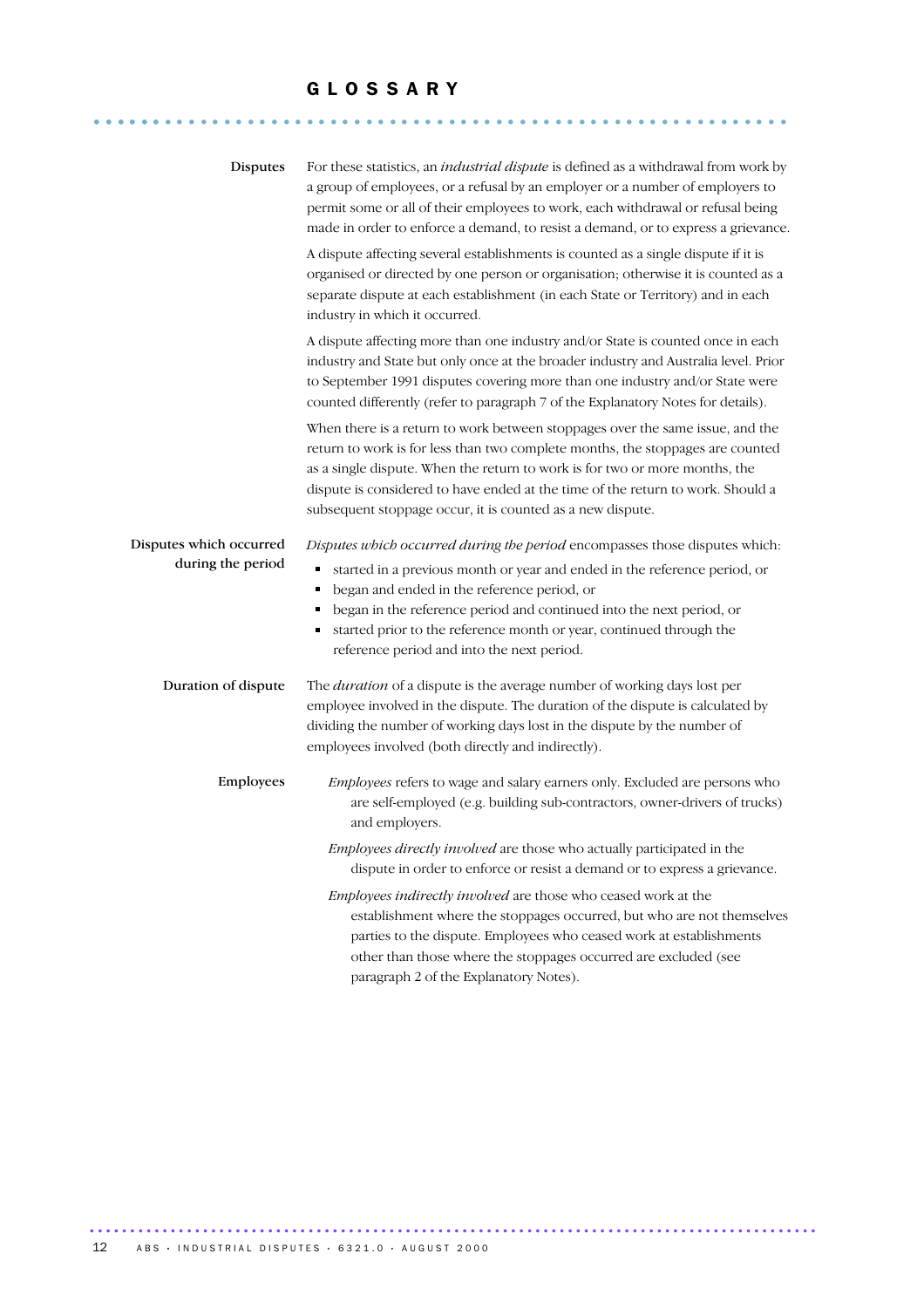# GLOSSARY

**Disputes**

For these statistics, an *industrial dispute* is defined as a withdrawal from work by a group of employees, or a refusal by an employer or a number of employers to permit some or all of their employees to work, each withdrawal or refusal being made in order to enforce a demand, to resist a demand, or to express a grievance.

A dispute affecting several establishments is counted as a single dispute if it is organised or directed by one person or organisation; otherwise it is counted as a separate dispute at each establishment (in each State or Territory) and in each industry in which it occurred.

A dispute affecting more than one industry and/or State is counted once in each industry and State but only once at the broader industry and Australia level. Prior to September 1991 disputes covering more than one industry and/or State were counted differently (refer to paragraph 7 of the Explanatory Notes for details).

When there is a return to work between stoppages over the same issue, and the return to work is for less than two complete months, the stoppages are counted as a single dispute. When the return to work is for two or more months, the dispute is considered to have ended at the time of the return to work. Should a subsequent stoppage occur, it is counted as a new dispute.

**Disputes which occurred during the period**

*Disputes which occurred during the period* encompasses those disputes which:

- started in a previous month or year and ended in the reference period, or
- began and ended in the reference period, or
- began in the reference period and continued into the next period, or
- started prior to the reference month or year, continued through the reference period and into the next period.

**Duration of dispute**

The *duration* of a dispute is the average number of working days lost per employee involved in the dispute. The duration of the dispute is calculated by dividing the number of working days lost in the dispute by the number of employees involved (both directly and indirectly).

**Employees**

*Employees* refers to wage and salary earners only. Excluded are persons who are self-employed (e.g. building sub-contractors, owner-drivers of trucks) and employers.

*Employees directly involved* are those who actually participated in the dispute in order to enforce or resist a demand or to express a grievance.

*Employees indirectly involved* are those who ceased work at the establishment where the stoppages occurred, but who are not themselves parties to the dispute. Employees who ceased work at establishments other than those where the stoppages occurred are excluded (see paragraph 2 of the Explanatory Notes).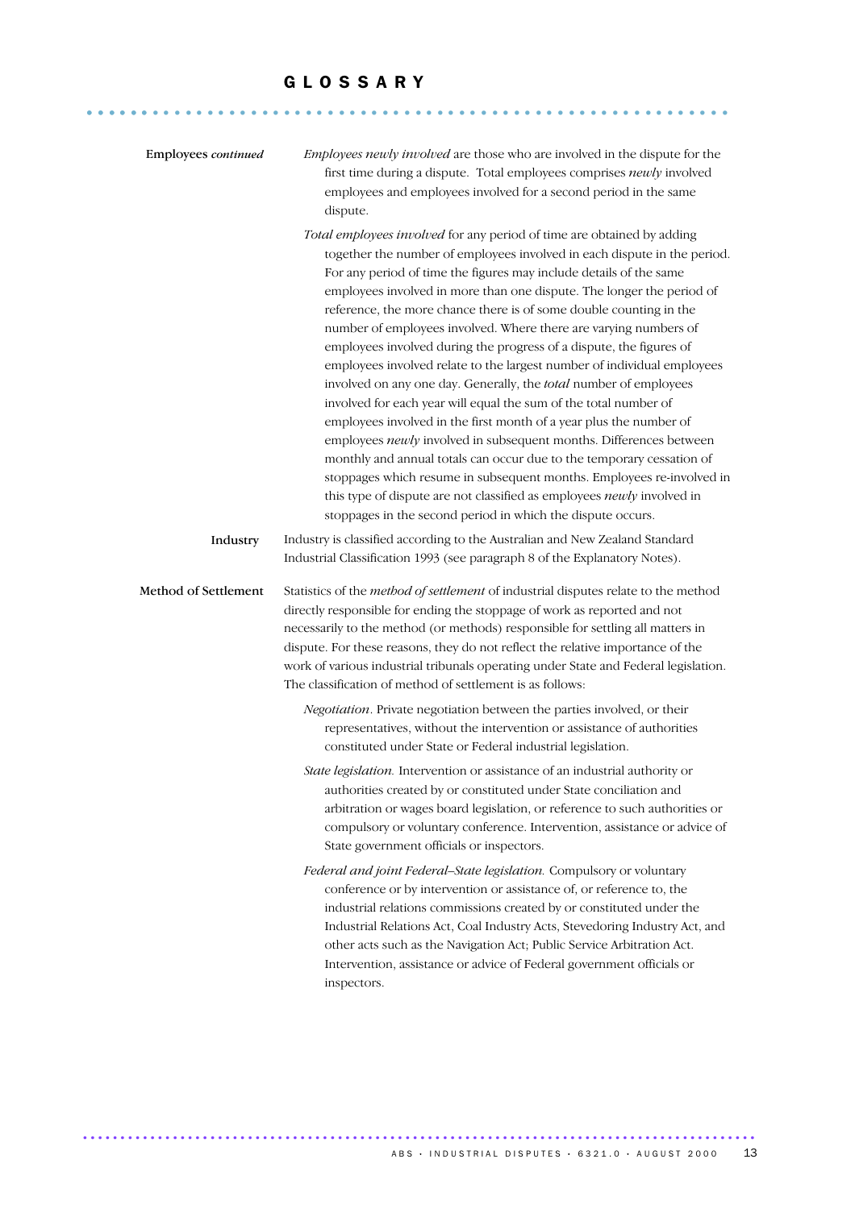# GLOSSARY

**Employees** *continued*

*Employees newly involved* are those who are involved in the dispute for the first time during a dispute. Total employees comprises *newly* involved employees and employees involved for a second period in the same dispute.

*Total employees involved* for any period of time are obtained by adding together the number of employees involved in each dispute in the period. For any period of time the figures may include details of the same employees involved in more than one dispute. The longer the period of reference, the more chance there is of some double counting in the number of employees involved. Where there are varying numbers of employees involved during the progress of a dispute, the figures of employees involved relate to the largest number of individual employees involved on any one day. Generally, the *total* number of employees involved for each year will equal the sum of the total number of employees involved in the first month of a year plus the number of employees *newly* involved in subsequent months. Differences between monthly and annual totals can occur due to the temporary cessation of stoppages which resume in subsequent months. Employees re-involved in this type of dispute are not classified as employees *newly* involved in stoppages in the second period in which the dispute occurs.

**Industry**

Industry is classified according to the Australian and New Zealand Standard Industrial Classification 1993 (see paragraph 8 of the Explanatory Notes).

**Method of Settlement**

Statistics of the *method of settlement* of industrial disputes relate to the method directly responsible for ending the stoppage of work as reported and not necessarily to the method (or methods) responsible for settling all matters in dispute. For these reasons, they do not reflect the relative importance of the work of various industrial tribunals operating under State and Federal legislation. The classification of method of settlement is as follows:

*Negotiation*. Private negotiation between the parties involved, or their representatives, without the intervention or assistance of authorities constituted under State or Federal industrial legislation.

*State legislation.* Intervention or assistance of an industrial authority or authorities created by or constituted under State conciliation and arbitration or wages board legislation, or reference to such authorities or compulsory or voluntary conference. Intervention, assistance or advice of State government officials or inspectors.

*Federal and joint Federal–State legislation.* Compulsory or voluntary conference or by intervention or assistance of, or reference to, the industrial relations commissions created by or constituted under the Industrial Relations Act, Coal Industry Acts, Stevedoring Industry Act, and other acts such as the Navigation Act; Public Service Arbitration Act. Intervention, assistance or advice of Federal government officials or inspectors.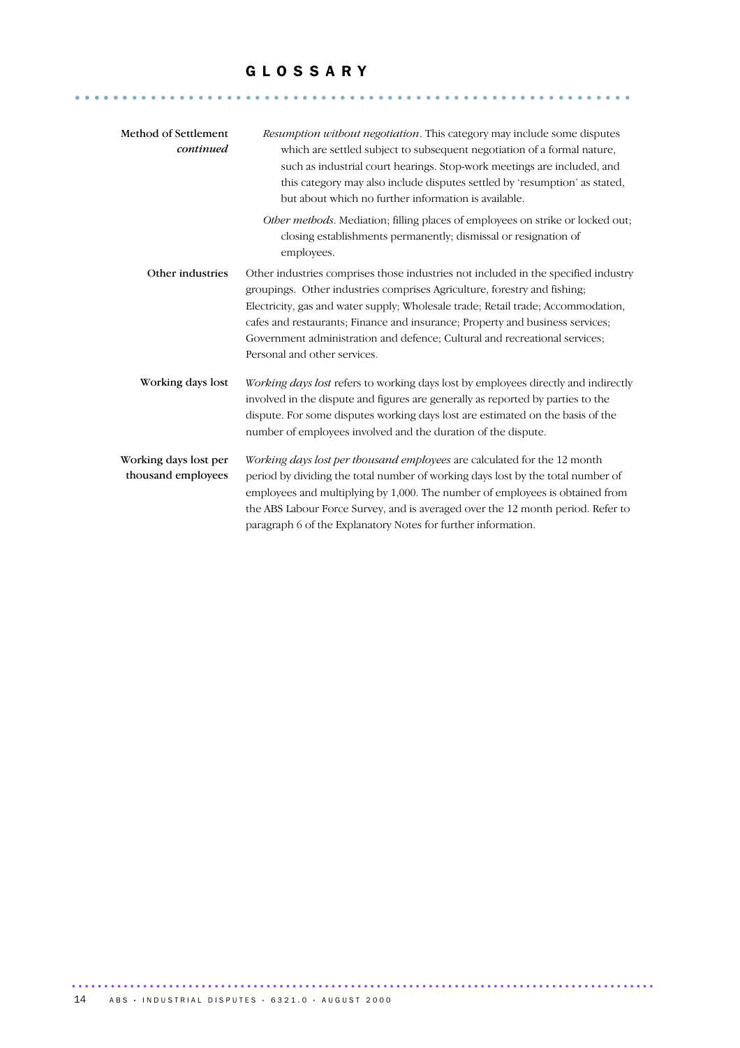# GLOSSARY

**Method of Settlement** *continued*

*Resumption without negotiation*. This category may include some disputes which are settled subject to subsequent negotiation of a formal nature, such as industrial court hearings. Stop-work meetings are included, and this category may also include disputes settled by 'resumption' as stated, but about which no further information is available.

*Other methods*. Mediation; filling places of employees on strike or locked out; closing establishments permanently; dismissal or resignation of employees.

**Other industries**

Other industries comprises those industries not included in the specified industry groupings. Other industries comprises Agriculture, forestry and fishing; Electricity, gas and water supply; Wholesale trade; Retail trade; Accommodation, cafes and restaurants; Finance and insurance; Property and business services; Government administration and defence; Cultural and recreational services; Personal and other services.

**Working days lost**

*Working days lost* refers to working days lost by employees directly and indirectly involved in the dispute and figures are generally as reported by parties to the dispute. For some disputes working days lost are estimated on the basis of the number of employees involved and the duration of the dispute.

**Working days lost per thousand employees**

*Working days lost per thousand employees* are calculated for the 12 month period by dividing the total number of working days lost by the total number of employees and multiplying by 1,000. The number of employees is obtained from the ABS Labour Force Survey, and is averaged over the 12 month period. Refer to paragraph 6 of the Explanatory Notes for further information.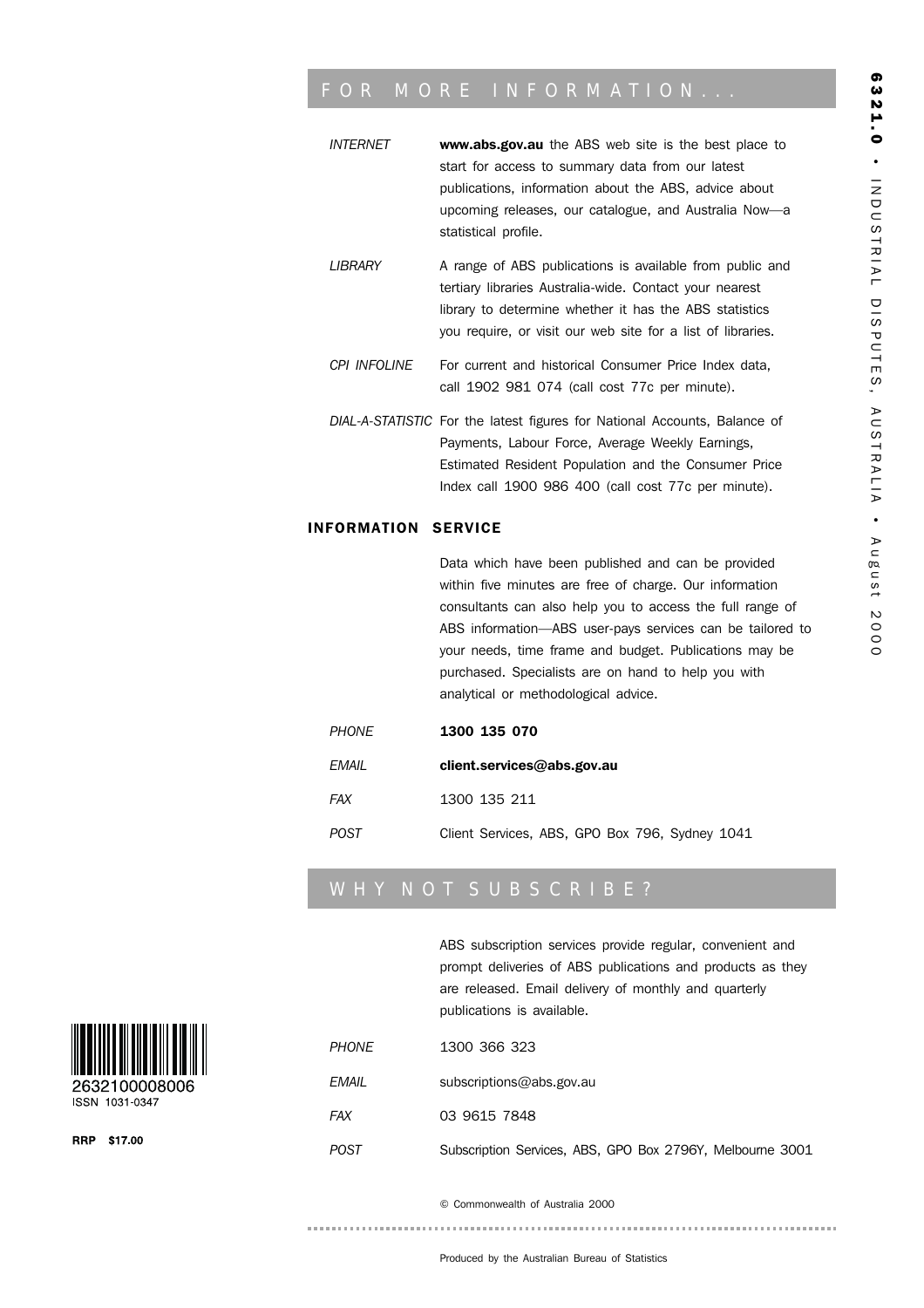## FOR MORE INFORMATION...

*INTERNET* **www.abs.gov.au** the ABS web site is the best place to start for access to summary data from our latest publications, information about the ABS, advice about upcoming releases, our catalogue, and Australia Now—a statistical profile.

*LIBRARY* A range of ABS publications is available from public and tertiary libraries Australia-wide. Contact your nearest library to determine whether it has the ABS statistics you require, or visit our web site for a list of libraries.

*CPI INFOLINE* For current and historical Consumer Price Index data, call 1902 981 074 (call cost 77c per minute).

*DIAL-A-STATISTIC* For the latest figures for National Accounts, Balance of Payments, Labour Force, Average Weekly Earnings, Estimated Resident Population and the Consumer Price Index call 1900 986 400 (call cost 77c per minute).

### INFORMATION SERVICE

Data which have been published and can be provided within five minutes are free of charge. Our information consultants can also help you to access the full range of ABS information—ABS user-pays services can be tailored to your needs, time frame and budget. Publications may be purchased. Specialists are on hand to help you with analytical or methodological advice.

| | |
|---|---|
| *PHONE* | **1300 135 070** |
| *EMAIL* | **client.services@abs.gov.au** |
| *FAX* | 1300 135 211 |
| *POST* | Client Services, ABS, GPO Box 796, Sydney 1041 |

## WHY NOT SUBSCRIBE?

ABS subscription services provide regular, convenient and prompt deliveries of ABS publications and products as they are released. Email delivery of monthly and quarterly publications is available.

| | |
|---|---|
| *PHONE* | 1300 366 323 |
| *EMAIL* | subscriptions@abs.gov.au |
| *FAX* | 03 9615 7848 |
| *POST* | Subscription Services, ABS, GPO Box 2796Y, Melbourne 3001 |

2632100008006

ISSN 1031-0347

**RRP $17.00**

© Commonwealth of Australia 2000

Produced by the Australian Bureau of Statistics